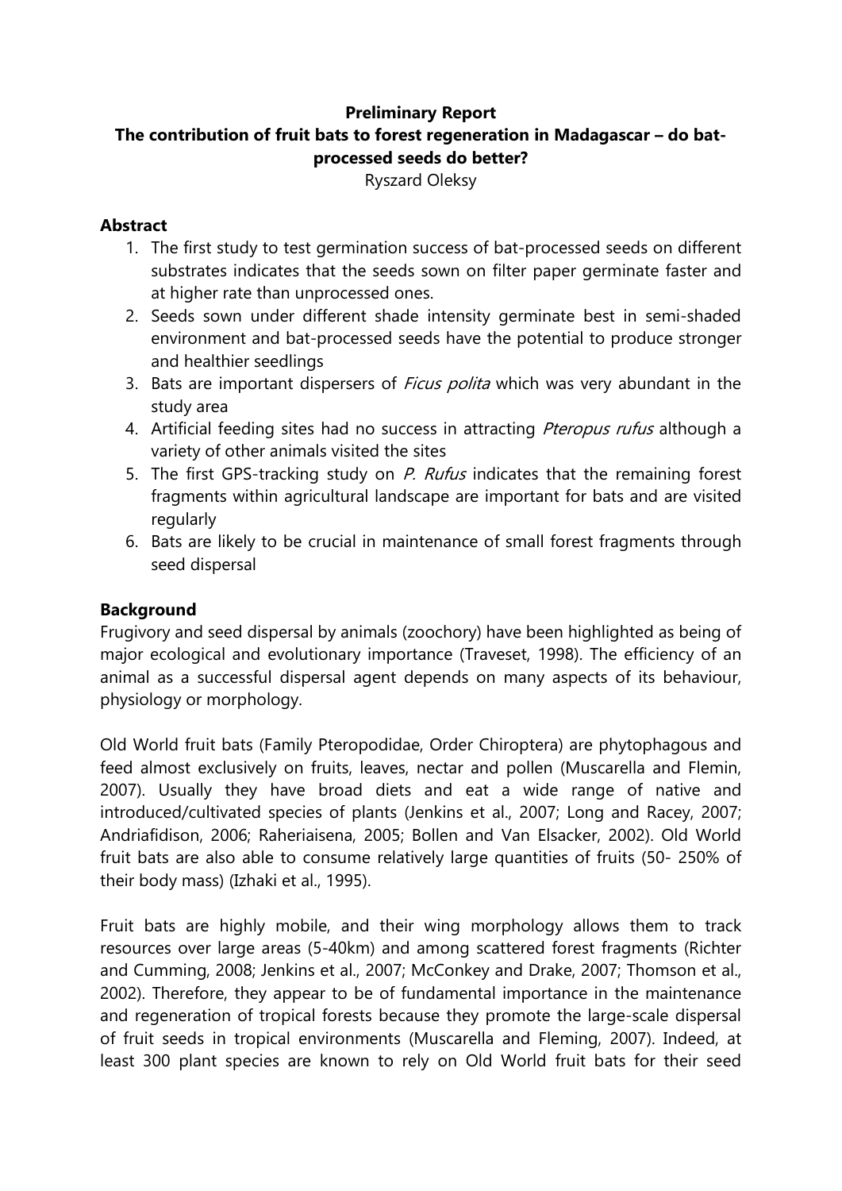**Preliminary Report**

**The contribution of fruit bats to forest regeneration in Madagascar – do bat-processed seeds do better?**

Ryszard Oleksy

## Abstract

1. The first study to test germination success of bat-processed seeds on different substrates indicates that the seeds sown on filter paper germinate faster and at higher rate than unprocessed ones.
2. Seeds sown under different shade intensity germinate best in semi-shaded environment and bat-processed seeds have the potential to produce stronger and healthier seedlings
3. Bats are important dispersers of *Ficus polita* which was very abundant in the study area
4. Artificial feeding sites had no success in attracting *Pteropus rufus* although a variety of other animals visited the sites
5. The first GPS-tracking study on *P. Rufus* indicates that the remaining forest fragments within agricultural landscape are important for bats and are visited regularly
6. Bats are likely to be crucial in maintenance of small forest fragments through seed dispersal

## Background

Frugivory and seed dispersal by animals (zoochory) have been highlighted as being of major ecological and evolutionary importance (Traveset, 1998). The efficiency of an animal as a successful dispersal agent depends on many aspects of its behaviour, physiology or morphology.

Old World fruit bats (Family Pteropodidae, Order Chiroptera) are phytophagous and feed almost exclusively on fruits, leaves, nectar and pollen (Muscarella and Flemin, 2007). Usually they have broad diets and eat a wide range of native and introduced/cultivated species of plants (Jenkins et al., 2007; Long and Racey, 2007; Andriafidison, 2006; Raheriaisena, 2005; Bollen and Van Elsacker, 2002). Old World fruit bats are also able to consume relatively large quantities of fruits (50- 250% of their body mass) (Izhaki et al., 1995).

Fruit bats are highly mobile, and their wing morphology allows them to track resources over large areas (5-40km) and among scattered forest fragments (Richter and Cumming, 2008; Jenkins et al., 2007; McConkey and Drake, 2007; Thomson et al., 2002). Therefore, they appear to be of fundamental importance in the maintenance and regeneration of tropical forests because they promote the large-scale dispersal of fruit seeds in tropical environments (Muscarella and Fleming, 2007). Indeed, at least 300 plant species are known to rely on Old World fruit bats for their seed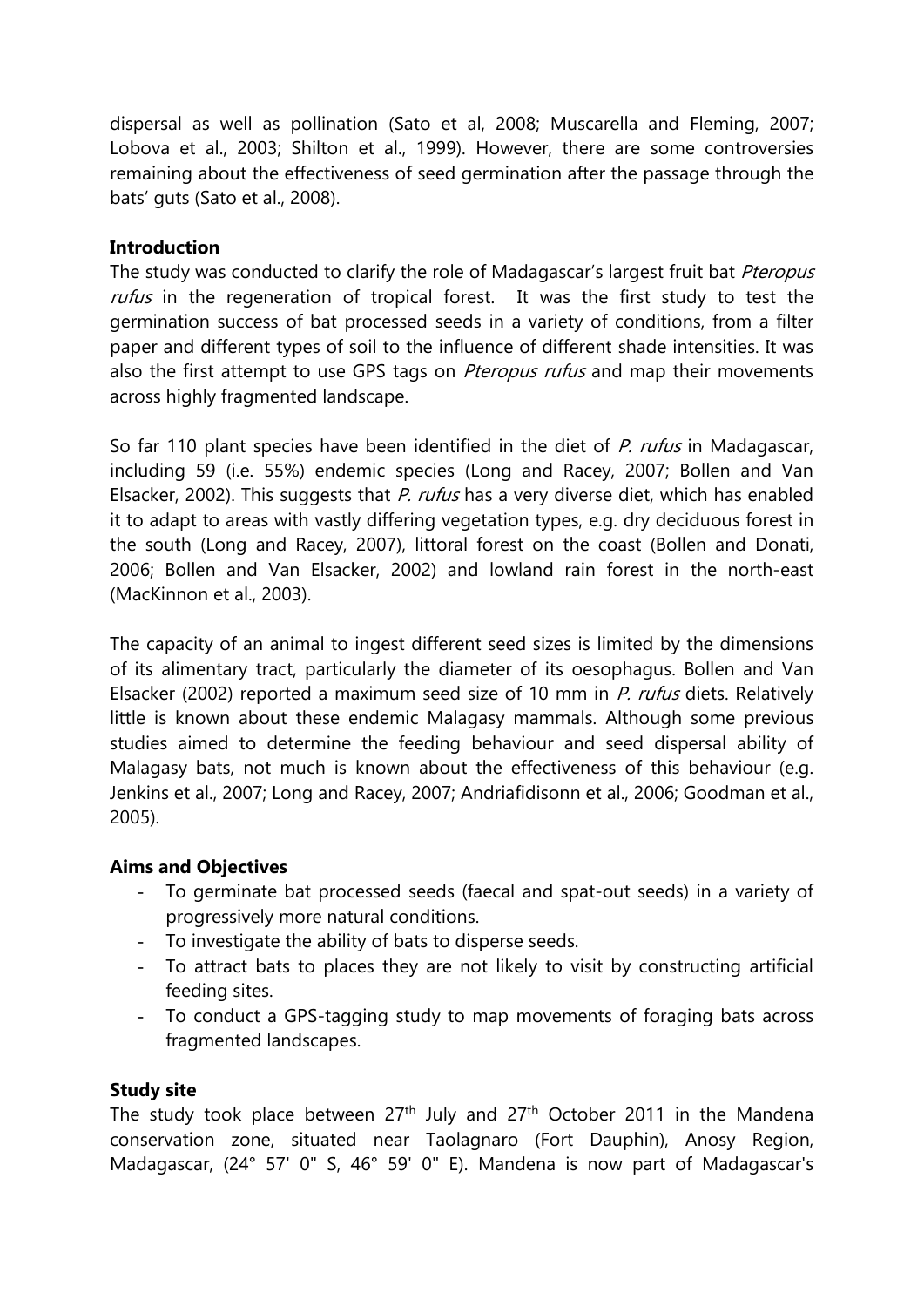dispersal as well as pollination (Sato et al, 2008; Muscarella and Fleming, 2007; Lobova et al., 2003; Shilton et al., 1999). However, there are some controversies remaining about the effectiveness of seed germination after the passage through the bats' guts (Sato et al., 2008).

**Introduction**

The study was conducted to clarify the role of Madagascar's largest fruit bat *Pteropus rufus* in the regeneration of tropical forest. It was the first study to test the germination success of bat processed seeds in a variety of conditions, from a filter paper and different types of soil to the influence of different shade intensities. It was also the first attempt to use GPS tags on *Pteropus rufus* and map their movements across highly fragmented landscape.

So far 110 plant species have been identified in the diet of *P. rufus* in Madagascar, including 59 (i.e. 55%) endemic species (Long and Racey, 2007; Bollen and Van Elsacker, 2002). This suggests that *P. rufus* has a very diverse diet, which has enabled it to adapt to areas with vastly differing vegetation types, e.g. dry deciduous forest in the south (Long and Racey, 2007), littoral forest on the coast (Bollen and Donati, 2006; Bollen and Van Elsacker, 2002) and lowland rain forest in the north-east (MacKinnon et al., 2003).

The capacity of an animal to ingest different seed sizes is limited by the dimensions of its alimentary tract, particularly the diameter of its oesophagus. Bollen and Van Elsacker (2002) reported a maximum seed size of 10 mm in *P. rufus* diets. Relatively little is known about these endemic Malagasy mammals. Although some previous studies aimed to determine the feeding behaviour and seed dispersal ability of Malagasy bats, not much is known about the effectiveness of this behaviour (e.g. Jenkins et al., 2007; Long and Racey, 2007; Andriafidisonn et al., 2006; Goodman et al., 2005).

**Aims and Objectives**

- To germinate bat processed seeds (faecal and spat-out seeds) in a variety of progressively more natural conditions.
- To investigate the ability of bats to disperse seeds.
- To attract bats to places they are not likely to visit by constructing artificial feeding sites.
- To conduct a GPS-tagging study to map movements of foraging bats across fragmented landscapes.

**Study site**

The study took place between 27th July and 27th October 2011 in the Mandena conservation zone, situated near Taolagnaro (Fort Dauphin), Anosy Region, Madagascar, (24° 57' 0" S, 46° 59' 0" E). Mandena is now part of Madagascar's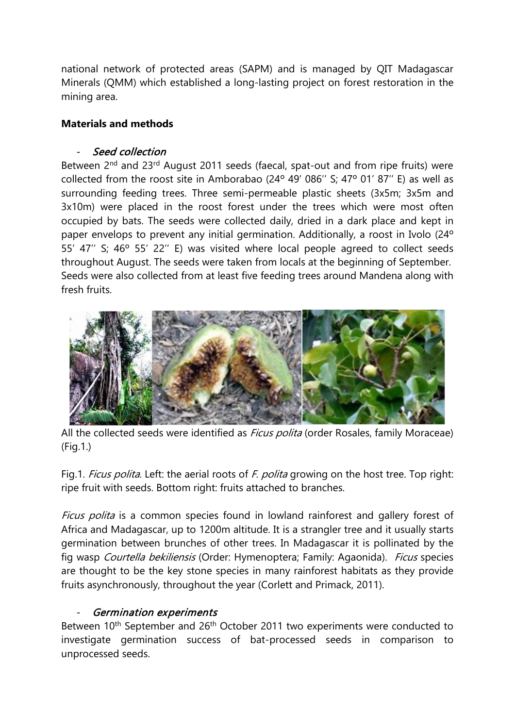national network of protected areas (SAPM) and is managed by QIT Madagascar Minerals (QMM) which established a long-lasting project on forest restoration in the mining area.

**Materials and methods**

- *Seed collection*

Between 2[nd] and 23[rd] August 2011 seeds (faecal, spat-out and from ripe fruits) were collected from the roost site in Amborabao (24º 49' 086'' S; 47º 01' 87'' E) as well as surrounding feeding trees. Three semi-permeable plastic sheets (3x5m; 3x5m and 3x10m) were placed in the roost forest under the trees which were most often occupied by bats. The seeds were collected daily, dried in a dark place and kept in paper envelops to prevent any initial germination. Additionally, a roost in Ivolo (24º 55' 47'' S; 46º 55' 22'' E) was visited where local people agreed to collect seeds throughout August. The seeds were taken from locals at the beginning of September. Seeds were also collected from at least five feeding trees around Mandena along with fresh fruits.

All the collected seeds were identified as *Ficus polita* (order Rosales, family Moraceae) (Fig.1.)

Fig.1. *Ficus polita*. Left: the aerial roots of *F. polita* growing on the host tree. Top right: ripe fruit with seeds. Bottom right: fruits attached to branches.

*Ficus polita* is a common species found in lowland rainforest and gallery forest of Africa and Madagascar, up to 1200m altitude. It is a strangler tree and it usually starts germination between brunches of other trees. In Madagascar it is pollinated by the fig wasp *Courtella bekiliensis* (Order: Hymenoptera; Family: Agaonida). *Ficus* species are thought to be the key stone species in many rainforest habitats as they provide fruits asynchronously, throughout the year (Corlett and Primack, 2011).

- *Germination experiments*

Between 10[th] September and 26[th] October 2011 two experiments were conducted to investigate germination success of bat-processed seeds in comparison to unprocessed seeds.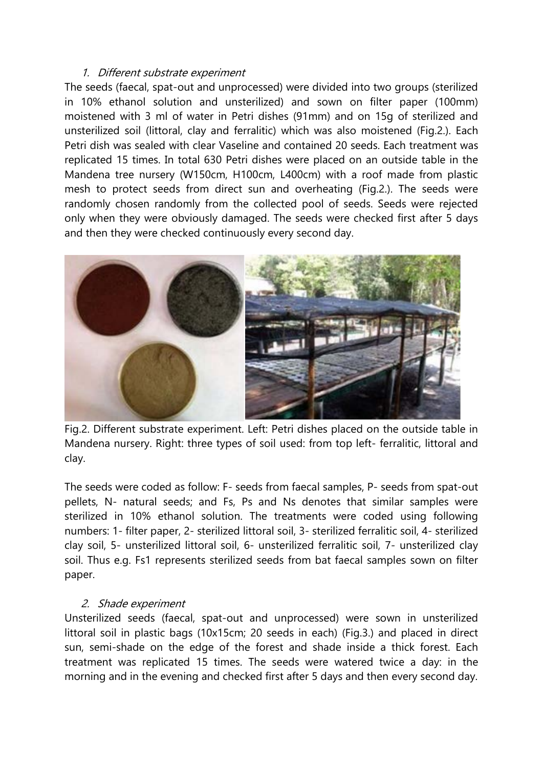### 1. *Different substrate experiment*

The seeds (faecal, spat-out and unprocessed) were divided into two groups (sterilized in 10% ethanol solution and unsterilized) and sown on filter paper (100mm) moistened with 3 ml of water in Petri dishes (91mm) and on 15g of sterilized and unsterilized soil (littoral, clay and ferralitic) which was also moistened (Fig.2.). Each Petri dish was sealed with clear Vaseline and contained 20 seeds. Each treatment was replicated 15 times. In total 630 Petri dishes were placed on an outside table in the Mandena tree nursery (W150cm, H100cm, L400cm) with a roof made from plastic mesh to protect seeds from direct sun and overheating (Fig.2.). The seeds were randomly chosen randomly from the collected pool of seeds. Seeds were rejected only when they were obviously damaged. The seeds were checked first after 5 days and then they were checked continuously every second day.

Fig.2. Different substrate experiment. Left: Petri dishes placed on the outside table in Mandena nursery. Right: three types of soil used: from top left- ferralitic, littoral and clay.

The seeds were coded as follow: F- seeds from faecal samples, P- seeds from spat-out pellets, N- natural seeds; and Fs, Ps and Ns denotes that similar samples were sterilized in 10% ethanol solution. The treatments were coded using following numbers: 1- filter paper, 2- sterilized littoral soil, 3- sterilized ferralitic soil, 4- sterilized clay soil, 5- unsterilized littoral soil, 6- unsterilized ferralitic soil, 7- unsterilized clay soil. Thus e.g. Fs1 represents sterilized seeds from bat faecal samples sown on filter paper.

### 2. *Shade experiment*

Unsterilized seeds (faecal, spat-out and unprocessed) were sown in unsterilized littoral soil in plastic bags (10x15cm; 20 seeds in each) (Fig.3.) and placed in direct sun, semi-shade on the edge of the forest and shade inside a thick forest. Each treatment was replicated 15 times. The seeds were watered twice a day: in the morning and in the evening and checked first after 5 days and then every second day.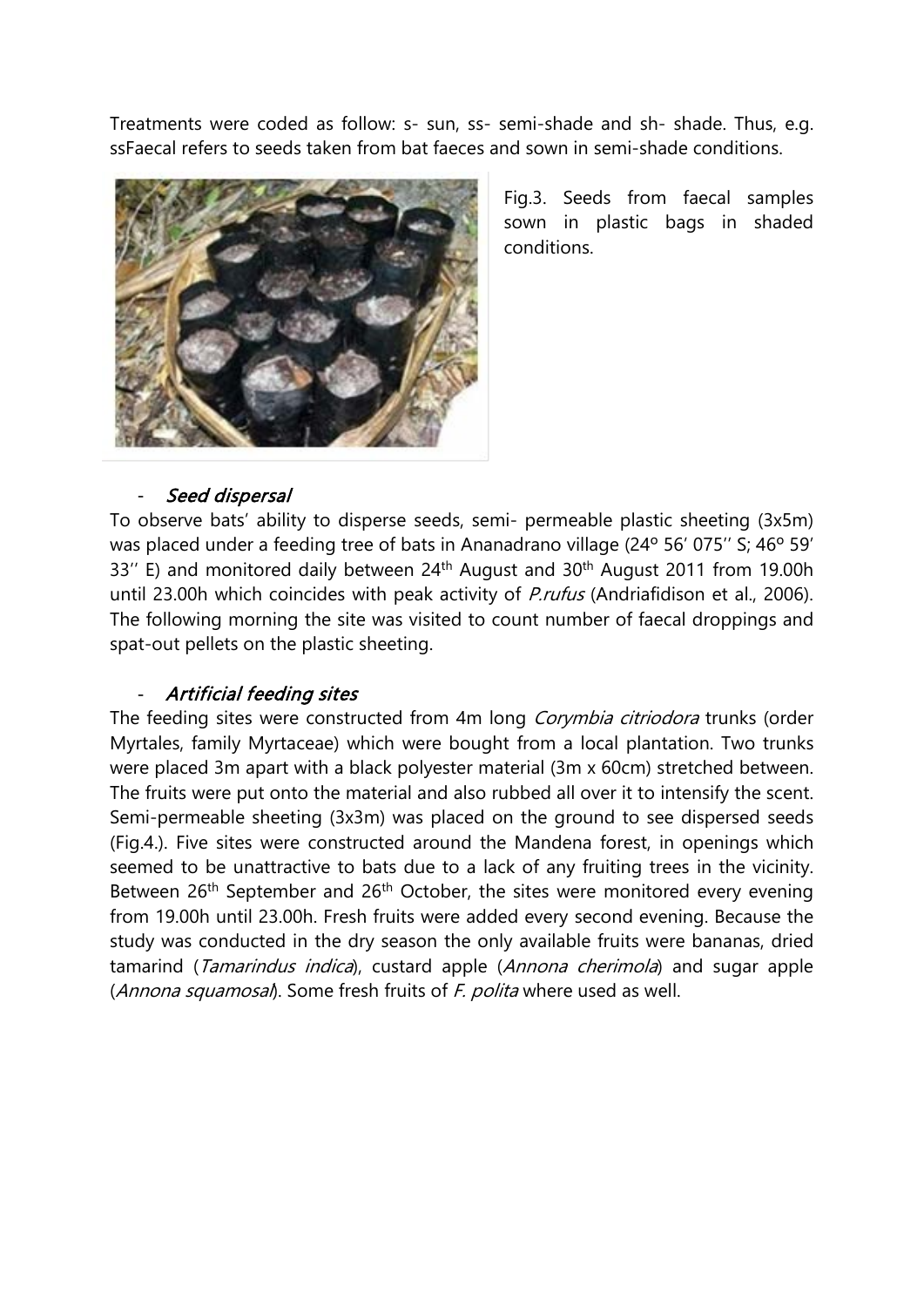Treatments were coded as follow: s- sun, ss- semi-shade and sh- shade. Thus, e.g. ssFaecal refers to seeds taken from bat faeces and sown in semi-shade conditions.

Fig.3. Seeds from faecal samples sown in plastic bags in shaded conditions.

- *Seed dispersal*

To observe bats' ability to disperse seeds, semi- permeable plastic sheeting (3x5m) was placed under a feeding tree of bats in Ananadrano village (24º 56' 075'' S; 46º 59' 33'' E) and monitored daily between 24th August and 30th August 2011 from 19.00h until 23.00h which coincides with peak activity of *P.rufus* (Andriafidison et al., 2006). The following morning the site was visited to count number of faecal droppings and spat-out pellets on the plastic sheeting.

- *Artificial feeding sites*

The feeding sites were constructed from 4m long *Corymbia citriodora* trunks (order Myrtales, family Myrtaceae) which were bought from a local plantation. Two trunks were placed 3m apart with a black polyester material (3m x 60cm) stretched between. The fruits were put onto the material and also rubbed all over it to intensify the scent. Semi-permeable sheeting (3x3m) was placed on the ground to see dispersed seeds (Fig.4.). Five sites were constructed around the Mandena forest, in openings which seemed to be unattractive to bats due to a lack of any fruiting trees in the vicinity. Between 26th September and 26th October, the sites were monitored every evening from 19.00h until 23.00h. Fresh fruits were added every second evening. Because the study was conducted in the dry season the only available fruits were bananas, dried tamarind (*Tamarindus indica*), custard apple (*Annona cherimola*) and sugar apple (*Annona squamosal*). Some fresh fruits of *F. polita* where used as well.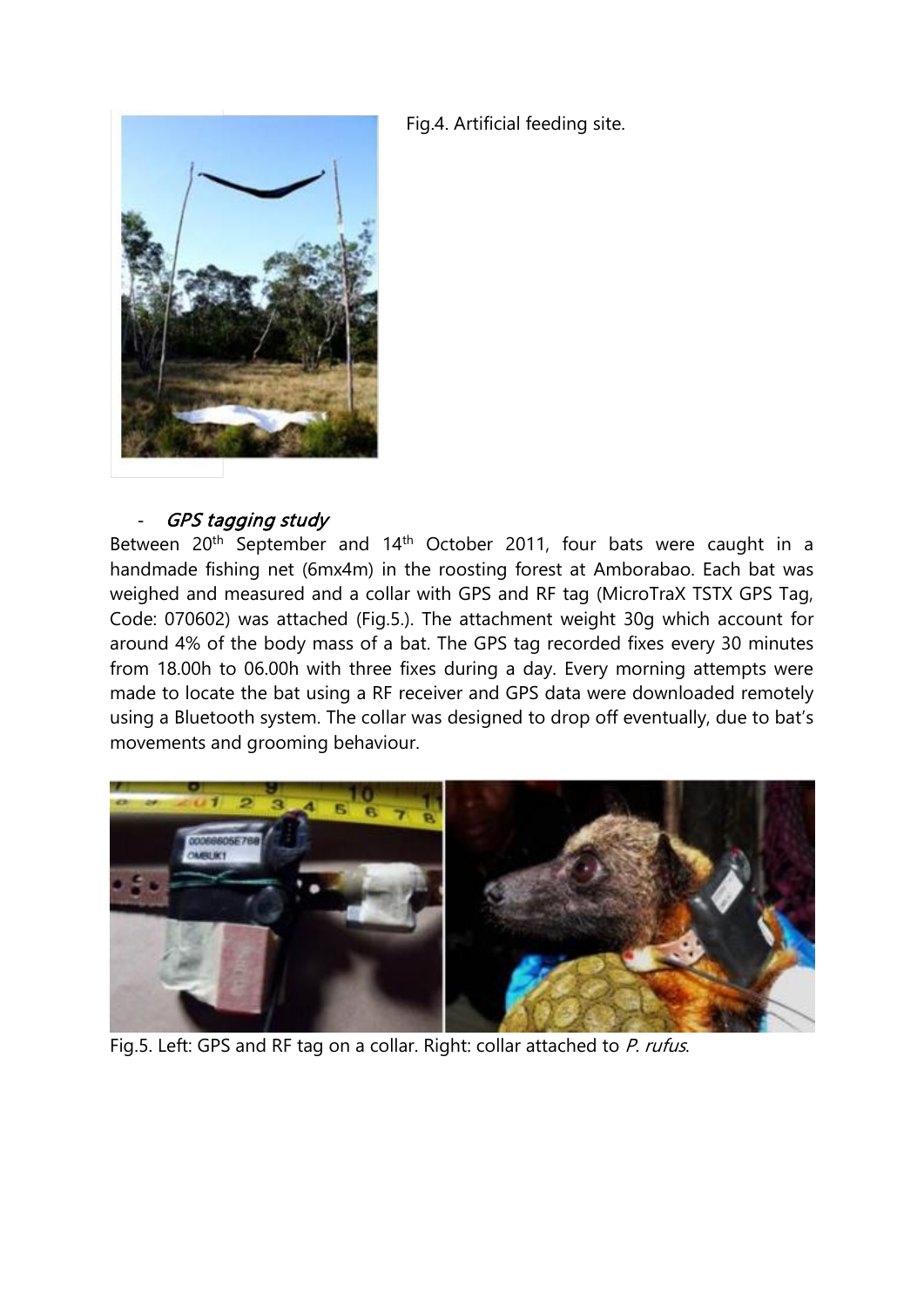Fig.4. Artificial feeding site.

- *GPS tagging study*

Between 20th September and 14th October 2011, four bats were caught in a handmade fishing net (6mx4m) in the roosting forest at Amborabao. Each bat was weighed and measured and a collar with GPS and RF tag (MicroTraX TSTX GPS Tag, Code: 070602) was attached (Fig.5.). The attachment weight 30g which account for around 4% of the body mass of a bat. The GPS tag recorded fixes every 30 minutes from 18.00h to 06.00h with three fixes during a day. Every morning attempts were made to locate the bat using a RF receiver and GPS data were downloaded remotely using a Bluetooth system. The collar was designed to drop off eventually, due to bat's movements and grooming behaviour.

Fig.5. Left: GPS and RF tag on a collar. Right: collar attached to *P. rufus*.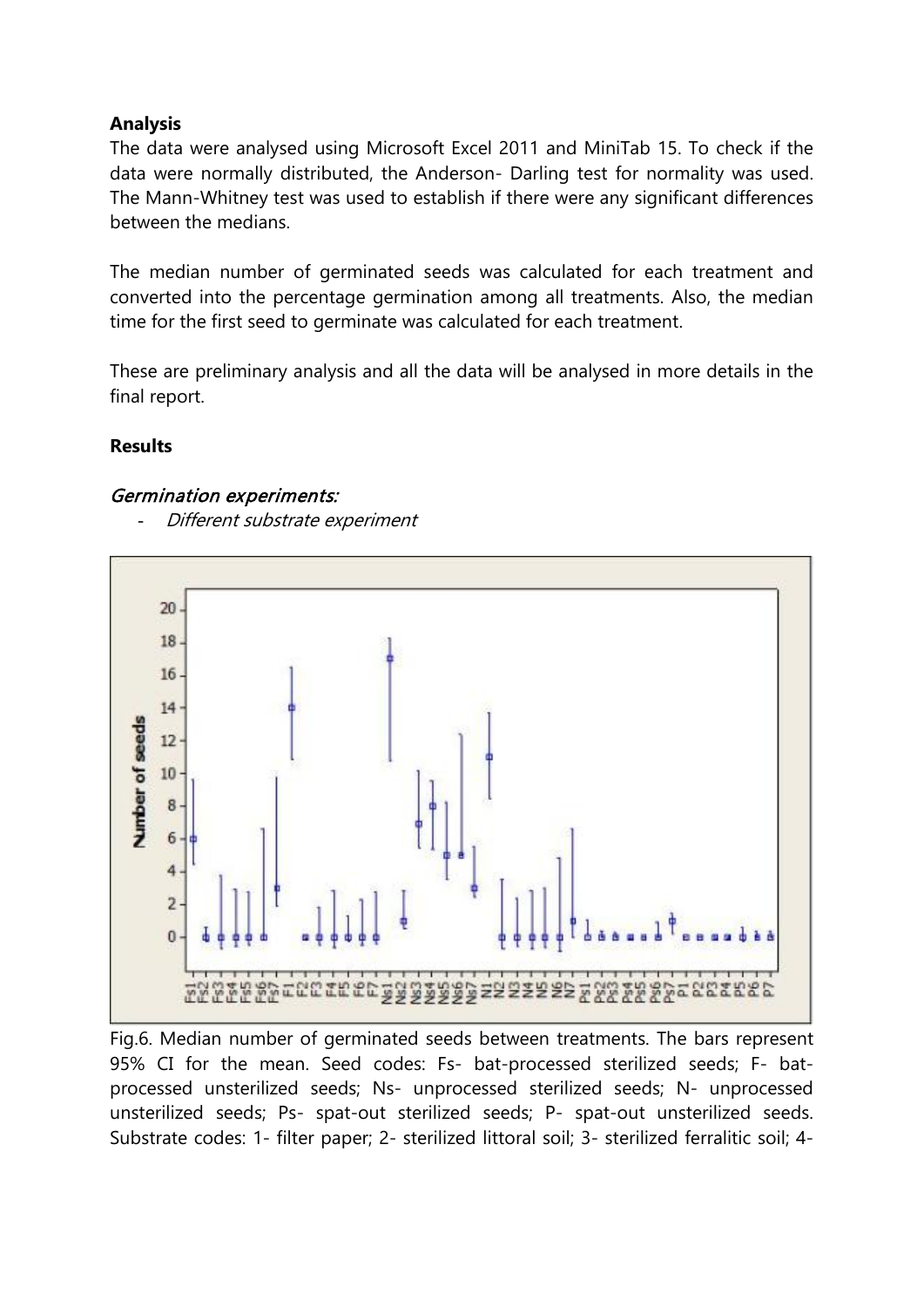**Analysis**

The data were analysed using Microsoft Excel 2011 and MiniTab 15. To check if the data were normally distributed, the Anderson- Darling test for normality was used. The Mann-Whitney test was used to establish if there were any significant differences between the medians.

The median number of germinated seeds was calculated for each treatment and converted into the percentage germination among all treatments. Also, the median time for the first seed to germinate was calculated for each treatment.

These are preliminary analysis and all the data will be analysed in more details in the final report.

**Results**

*Germination experiments:*

- *Different substrate experiment*

Fig.6. Median number of germinated seeds between treatments. The bars represent 95% CI for the mean. Seed codes: Fs- bat-processed sterilized seeds; F- bat-processed unsterilized seeds; Ns- unprocessed sterilized seeds; N- unprocessed unsterilized seeds; Ps- spat-out sterilized seeds; P- spat-out unsterilized seeds. Substrate codes: 1- filter paper; 2- sterilized littoral soil; 3- sterilized ferralitic soil; 4-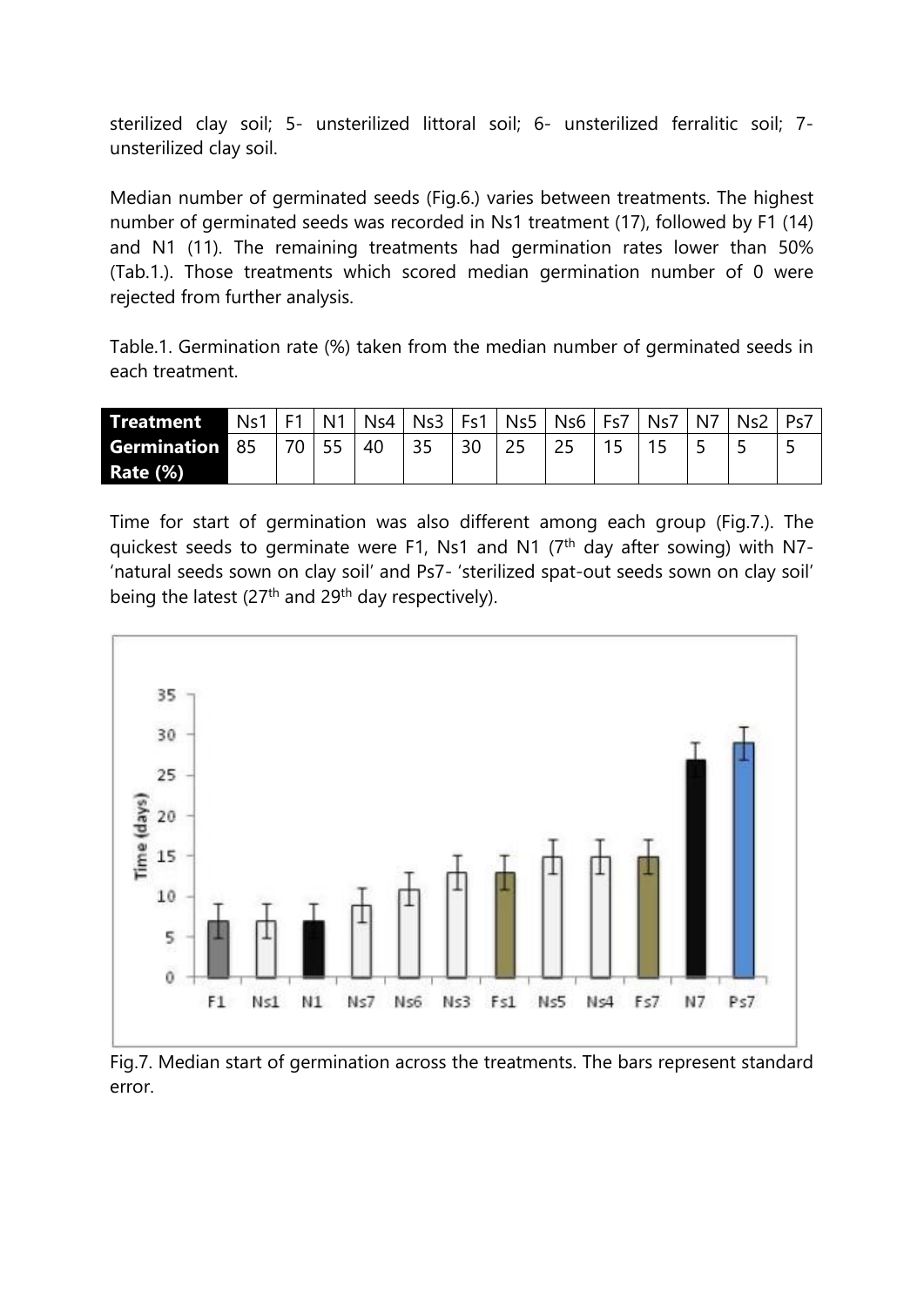sterilized clay soil; 5- unsterilized littoral soil; 6- unsterilized ferralitic soil; 7- unsterilized clay soil.

Median number of germinated seeds (Fig.6.) varies between treatments. The highest number of germinated seeds was recorded in Ns1 treatment (17), followed by F1 (14) and N1 (11). The remaining treatments had germination rates lower than 50% (Tab.1.). Those treatments which scored median germination number of 0 were rejected from further analysis.

Table.1. Germination rate (%) taken from the median number of germinated seeds in each treatment.

| **Treatment** | Ns1 | F1 | N1 | Ns4 | Ns3 | Fs1 | Ns5 | Ns6 | Fs7 | Ns7 | N7 | Ns2 | Ps7 |
|---|---|---|---|---|---|---|---|---|---|---|---|---|---|
| **Germination Rate (%)** | 85 | 70 | 55 | 40 | 35 | 30 | 25 | 25 | 15 | 15 | 5 | 5 | 5 |

Time for start of germination was also different among each group (Fig.7.). The quickest seeds to germinate were F1, Ns1 and N1 (7th day after sowing) with N7- 'natural seeds sown on clay soil' and Ps7- 'sterilized spat-out seeds sown on clay soil' being the latest (27th and 29th day respectively).

Fig.7. Median start of germination across the treatments. The bars represent standard error.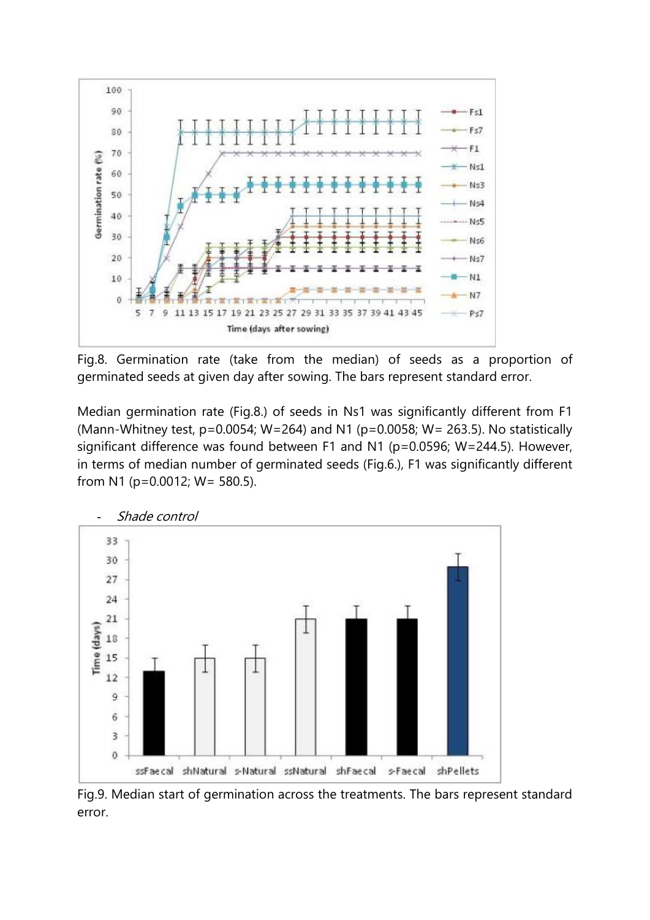Fig.8. Germination rate (take from the median) of seeds as a proportion of germinated seeds at given day after sowing. The bars represent standard error.

Median germination rate (Fig.8.) of seeds in Ns1 was significantly different from F1 (Mann-Whitney test, p=0.0054; W=264) and N1 (p=0.0058; W= 263.5). No statistically significant difference was found between F1 and N1 (p=0.0596; W=244.5). However, in terms of median number of germinated seeds (Fig.6.), F1 was significantly different from N1 (p=0.0012; W= 580.5).

- *Shade control*

Fig.9. Median start of germination across the treatments. The bars represent standard error.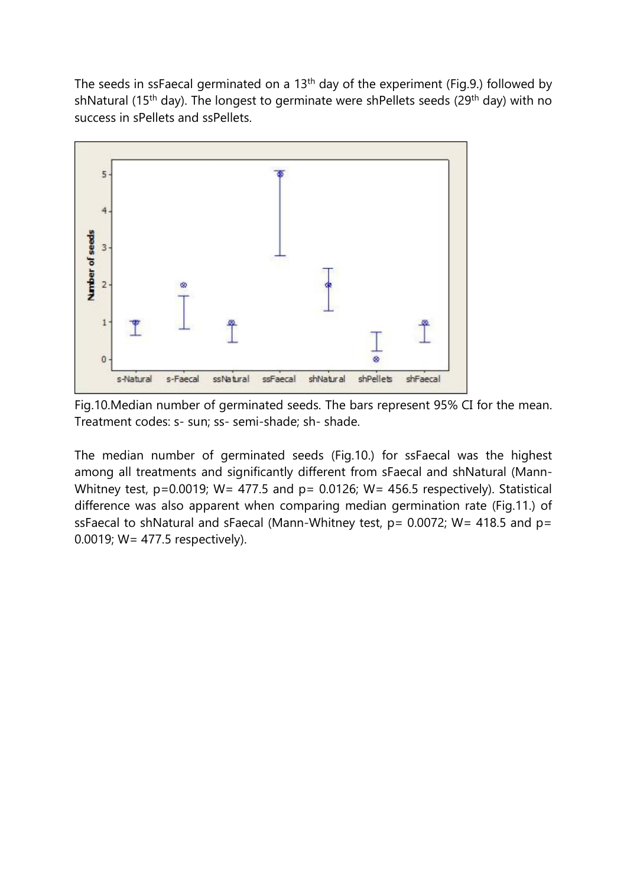The seeds in ssFaecal germinated on a 13[th] day of the experiment (Fig.9.) followed by shNatural (15[th] day). The longest to germinate were shPellets seeds (29[th] day) with no success in sPellets and ssPellets.

Fig.10.Median number of germinated seeds. The bars represent 95% CI for the mean. Treatment codes: s- sun; ss- semi-shade; sh- shade.

The median number of germinated seeds (Fig.10.) for ssFaecal was the highest among all treatments and significantly different from sFaecal and shNatural (Mann-Whitney test, $p=0.0019$; $W= 477.5$ and $p= 0.0126$; $W= 456.5$ respectively). Statistical difference was also apparent when comparing median germination rate (Fig.11.) of ssFaecal to shNatural and sFaecal (Mann-Whitney test, $p= 0.0072$; $W= 418.5$ and $p= 0.0019$; $W= 477.5$ respectively).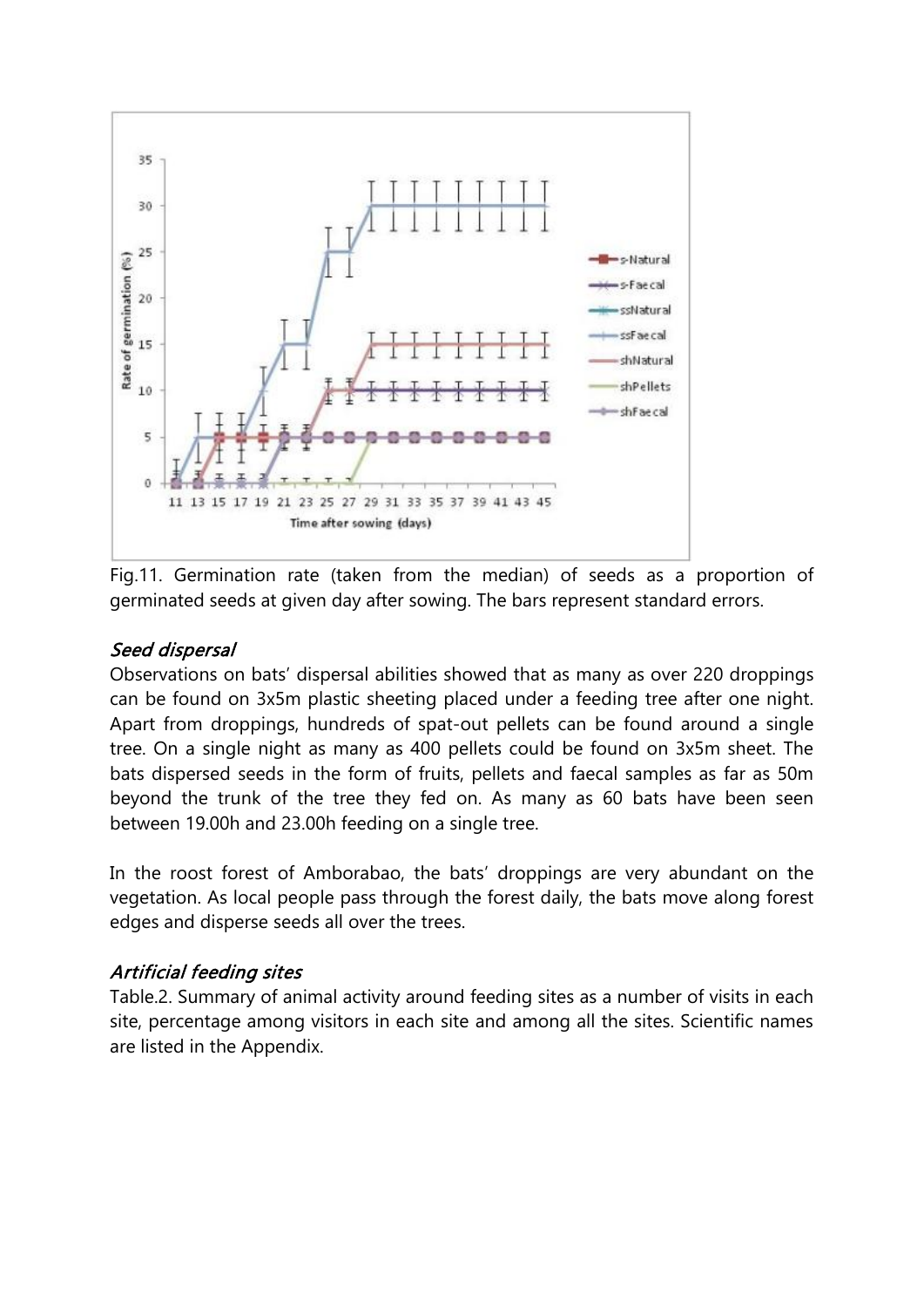Fig.11. Germination rate (taken from the median) of seeds as a proportion of germinated seeds at given day after sowing. The bars represent standard errors.

### *Seed dispersal*

Observations on bats' dispersal abilities showed that as many as over 220 droppings can be found on 3x5m plastic sheeting placed under a feeding tree after one night. Apart from droppings, hundreds of spat-out pellets can be found around a single tree. On a single night as many as 400 pellets could be found on 3x5m sheet. The bats dispersed seeds in the form of fruits, pellets and faecal samples as far as 50m beyond the trunk of the tree they fed on. As many as 60 bats have been seen between 19.00h and 23.00h feeding on a single tree.

In the roost forest of Amborabao, the bats' droppings are very abundant on the vegetation. As local people pass through the forest daily, the bats move along forest edges and disperse seeds all over the trees.

### *Artificial feeding sites*

Table.2. Summary of animal activity around feeding sites as a number of visits in each site, percentage among visitors in each site and among all the sites. Scientific names are listed in the Appendix.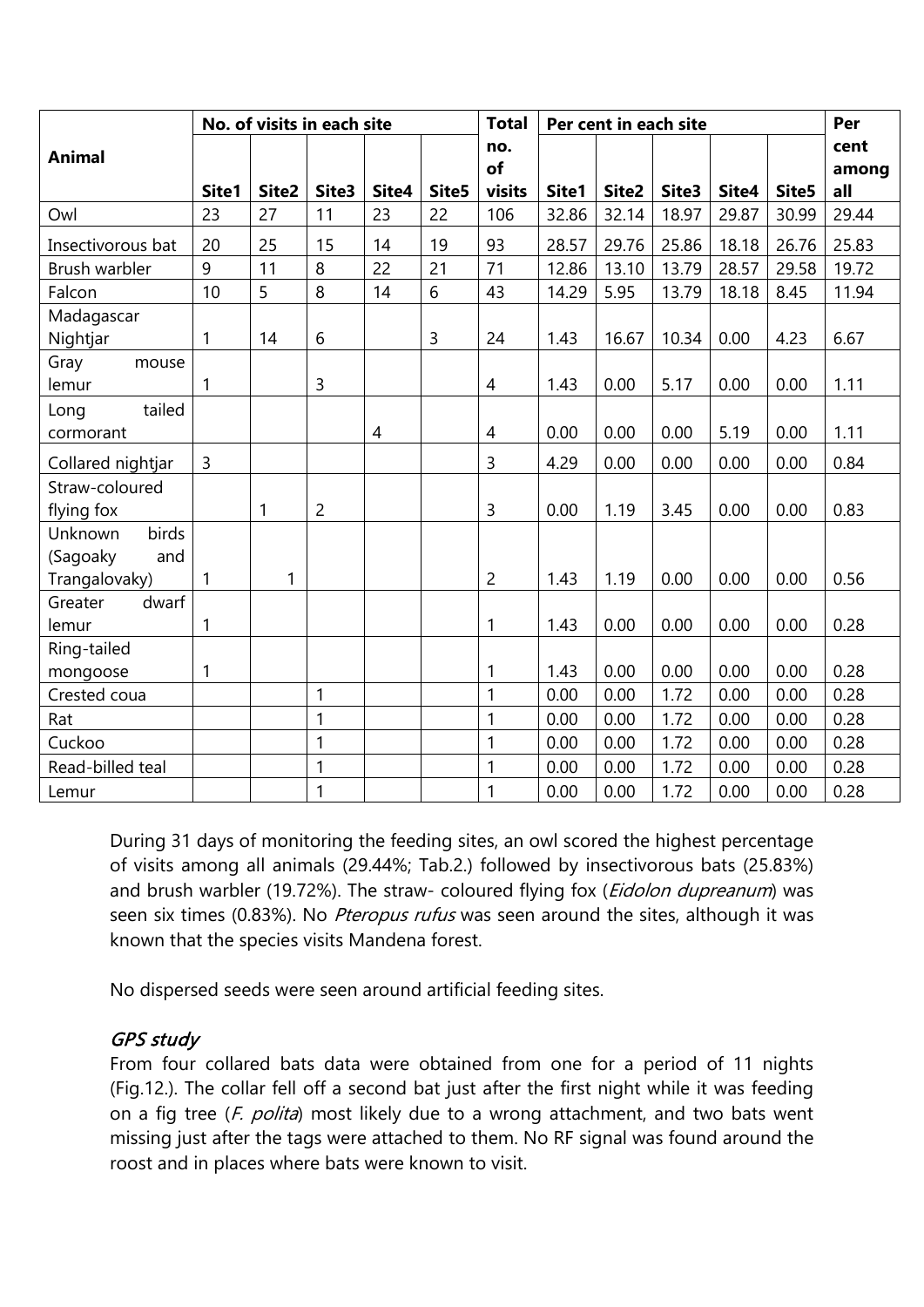| Animal | No. of visits in each site | | | | | Total no. of visits | Per cent in each site | | | | | Per cent among all |
|---|---|---|---|---|---|---|---|---|---|---|---|---|
| | Site1 | Site2 | Site3 | Site4 | Site5 | | Site1 | Site2 | Site3 | Site4 | Site5 | |
| Owl | 23 | 27 | 11 | 23 | 22 | 106 | 32.86 | 32.14 | 18.97 | 29.87 | 30.99 | 29.44 |
| Insectivorous bat | 20 | 25 | 15 | 14 | 19 | 93 | 28.57 | 29.76 | 25.86 | 18.18 | 26.76 | 25.83 |
| Brush warbler | 9 | 11 | 8 | 22 | 21 | 71 | 12.86 | 13.10 | 13.79 | 28.57 | 29.58 | 19.72 |
| Falcon | 10 | 5 | 8 | 14 | 6 | 43 | 14.29 | 5.95 | 13.79 | 18.18 | 8.45 | 11.94 |
| Madagascar Nightjar | 1 | 14 | 6 | | 3 | 24 | 1.43 | 16.67 | 10.34 | 0.00 | 4.23 | 6.67 |
| Gray mouse lemur | 1 | | 3 | | | 4 | 1.43 | 0.00 | 5.17 | 0.00 | 0.00 | 1.11 |
| Long tailed cormorant | | | | 4 | | 4 | 0.00 | 0.00 | 0.00 | 5.19 | 0.00 | 1.11 |
| Collared nightjar | 3 | | | | | 3 | 4.29 | 0.00 | 0.00 | 0.00 | 0.00 | 0.84 |
| Straw-coloured flying fox | | 1 | 2 | | | 3 | 0.00 | 1.19 | 3.45 | 0.00 | 0.00 | 0.83 |
| Unknown birds (Sagoaky and Trangalovaky) | 1 | 1 | | | | 2 | 1.43 | 1.19 | 0.00 | 0.00 | 0.00 | 0.56 |
| Greater dwarf lemur | 1 | | | | | 1 | 1.43 | 0.00 | 0.00 | 0.00 | 0.00 | 0.28 |
| Ring-tailed mongoose | 1 | | | | | 1 | 1.43 | 0.00 | 0.00 | 0.00 | 0.00 | 0.28 |
| Crested coua | | | 1 | | | 1 | 0.00 | 0.00 | 1.72 | 0.00 | 0.00 | 0.28 |
| Rat | | | 1 | | | 1 | 0.00 | 0.00 | 1.72 | 0.00 | 0.00 | 0.28 |
| Cuckoo | | | 1 | | | 1 | 0.00 | 0.00 | 1.72 | 0.00 | 0.00 | 0.28 |
| Read-billed teal | | | 1 | | | 1 | 0.00 | 0.00 | 1.72 | 0.00 | 0.00 | 0.28 |
| Lemur | | | 1 | | | 1 | 0.00 | 0.00 | 1.72 | 0.00 | 0.00 | 0.28 |

During 31 days of monitoring the feeding sites, an owl scored the highest percentage of visits among all animals (29.44%; Tab.2.) followed by insectivorous bats (25.83%) and brush warbler (19.72%). The straw- coloured flying fox (*Eidolon dupreanum*) was seen six times (0.83%). No *Pteropus rufus* was seen around the sites, although it was known that the species visits Mandena forest.

No dispersed seeds were seen around artificial feeding sites.

### *GPS study*

From four collared bats data were obtained from one for a period of 11 nights (Fig.12.). The collar fell off a second bat just after the first night while it was feeding on a fig tree (*F. polita*) most likely due to a wrong attachment, and two bats went missing just after the tags were attached to them. No RF signal was found around the roost and in places where bats were known to visit.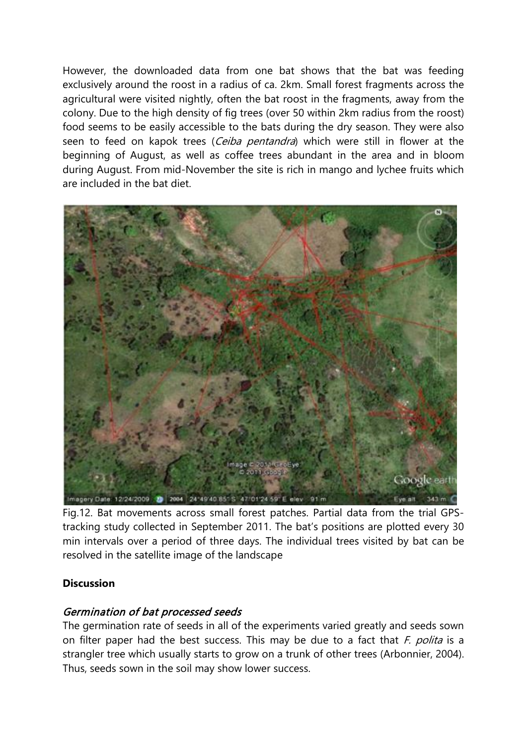However, the downloaded data from one bat shows that the bat was feeding exclusively around the roost in a radius of ca. 2km. Small forest fragments across the agricultural were visited nightly, often the bat roost in the fragments, away from the colony. Due to the high density of fig trees (over 50 within 2km radius from the roost) food seems to be easily accessible to the bats during the dry season. They were also seen to feed on kapok trees (*Ceiba pentandra*) which were still in flower at the beginning of August, as well as coffee trees abundant in the area and in bloom during August. From mid-November the site is rich in mango and lychee fruits which are included in the bat diet.

Fig.12. Bat movements across small forest patches. Partial data from the trial GPS-tracking study collected in September 2011. The bat's positions are plotted every 30 min intervals over a period of three days. The individual trees visited by bat can be resolved in the satellite image of the landscape

**Discussion**

### *Germination of bat processed seeds*

The germination rate of seeds in all of the experiments varied greatly and seeds sown on filter paper had the best success. This may be due to a fact that *F. polita* is a strangler tree which usually starts to grow on a trunk of other trees (Arbonnier, 2004). Thus, seeds sown in the soil may show lower success.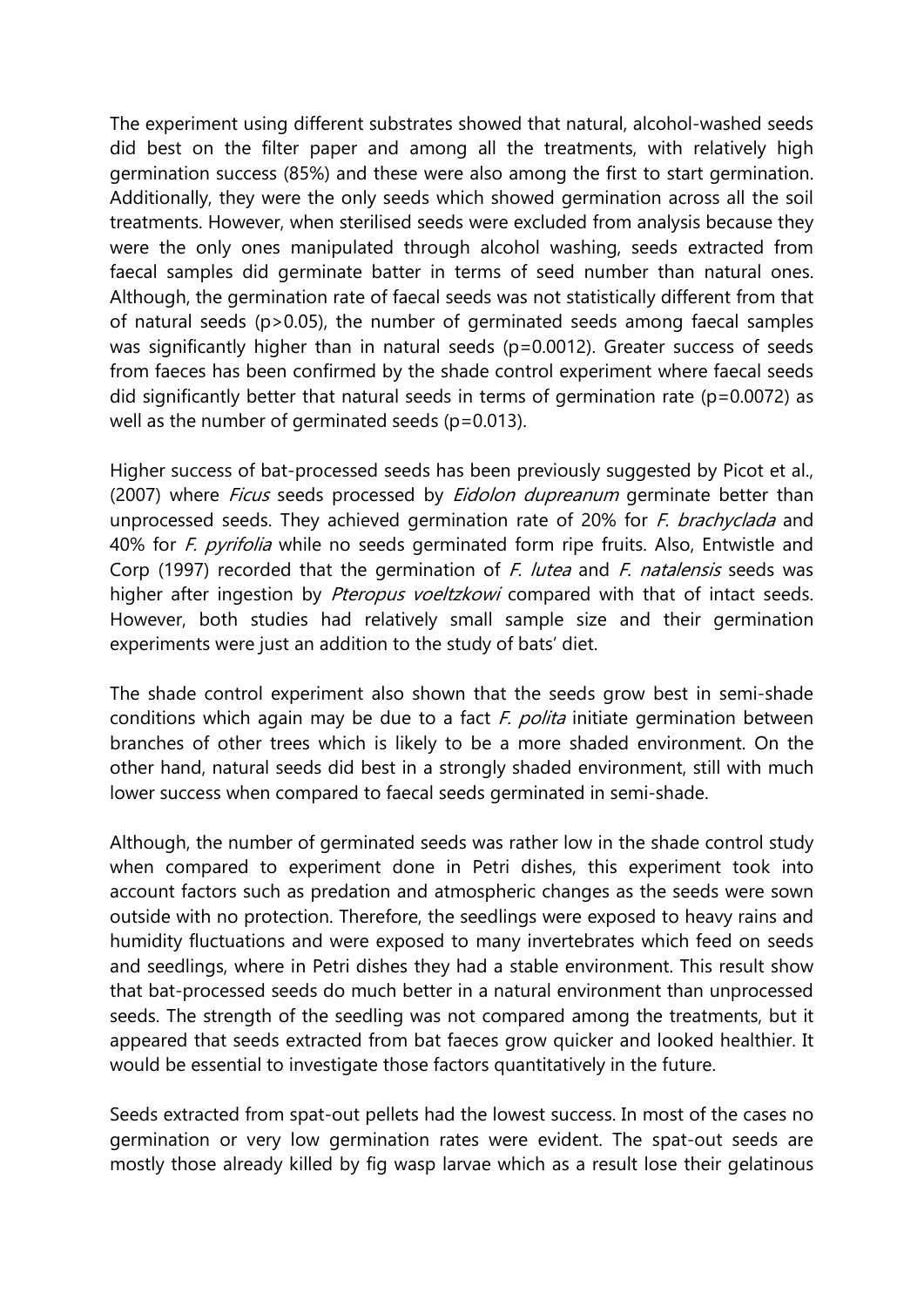The experiment using different substrates showed that natural, alcohol-washed seeds did best on the filter paper and among all the treatments, with relatively high germination success (85%) and these were also among the first to start germination. Additionally, they were the only seeds which showed germination across all the soil treatments. However, when sterilised seeds were excluded from analysis because they were the only ones manipulated through alcohol washing, seeds extracted from faecal samples did germinate batter in terms of seed number than natural ones. Although, the germination rate of faecal seeds was not statistically different from that of natural seeds ($p>0.05$), the number of germinated seeds among faecal samples was significantly higher than in natural seeds ($p=0.0012$). Greater success of seeds from faeces has been confirmed by the shade control experiment where faecal seeds did significantly better that natural seeds in terms of germination rate ($p=0.0072$) as well as the number of germinated seeds ($p=0.013$).

Higher success of bat-processed seeds has been previously suggested by Picot et al., (2007) where *Ficus* seeds processed by *Eidolon dupreanum* germinate better than unprocessed seeds. They achieved germination rate of 20% for *F. brachyclada* and 40% for *F. pyrifolia* while no seeds germinated form ripe fruits. Also, Entwistle and Corp (1997) recorded that the germination of *F. lutea* and *F. natalensis* seeds was higher after ingestion by *Pteropus voeltzkowi* compared with that of intact seeds. However, both studies had relatively small sample size and their germination experiments were just an addition to the study of bats' diet.

The shade control experiment also shown that the seeds grow best in semi-shade conditions which again may be due to a fact *F. polita* initiate germination between branches of other trees which is likely to be a more shaded environment. On the other hand, natural seeds did best in a strongly shaded environment, still with much lower success when compared to faecal seeds germinated in semi-shade.

Although, the number of germinated seeds was rather low in the shade control study when compared to experiment done in Petri dishes, this experiment took into account factors such as predation and atmospheric changes as the seeds were sown outside with no protection. Therefore, the seedlings were exposed to heavy rains and humidity fluctuations and were exposed to many invertebrates which feed on seeds and seedlings, where in Petri dishes they had a stable environment. This result show that bat-processed seeds do much better in a natural environment than unprocessed seeds. The strength of the seedling was not compared among the treatments, but it appeared that seeds extracted from bat faeces grow quicker and looked healthier. It would be essential to investigate those factors quantitatively in the future.

Seeds extracted from spat-out pellets had the lowest success. In most of the cases no germination or very low germination rates were evident. The spat-out seeds are mostly those already killed by fig wasp larvae which as a result lose their gelatinous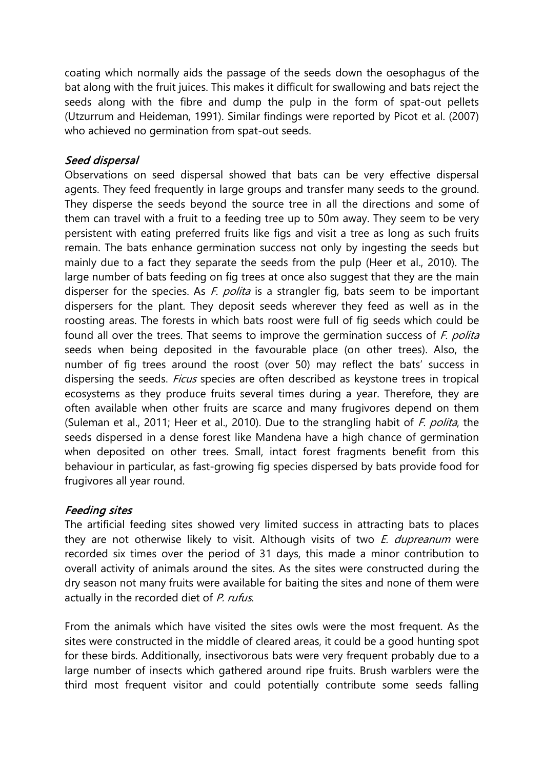coating which normally aids the passage of the seeds down the oesophagus of the bat along with the fruit juices. This makes it difficult for swallowing and bats reject the seeds along with the fibre and dump the pulp in the form of spat-out pellets (Utzurrum and Heideman, 1991). Similar findings were reported by Picot et al. (2007) who achieved no germination from spat-out seeds.

### *Seed dispersal*

Observations on seed dispersal showed that bats can be very effective dispersal agents. They feed frequently in large groups and transfer many seeds to the ground. They disperse the seeds beyond the source tree in all the directions and some of them can travel with a fruit to a feeding tree up to 50m away. They seem to be very persistent with eating preferred fruits like figs and visit a tree as long as such fruits remain. The bats enhance germination success not only by ingesting the seeds but mainly due to a fact they separate the seeds from the pulp (Heer et al., 2010). The large number of bats feeding on fig trees at once also suggest that they are the main disperser for the species. As *F. polita* is a strangler fig, bats seem to be important dispersers for the plant. They deposit seeds wherever they feed as well as in the roosting areas. The forests in which bats roost were full of fig seeds which could be found all over the trees. That seems to improve the germination success of *F. polita* seeds when being deposited in the favourable place (on other trees). Also, the number of fig trees around the roost (over 50) may reflect the bats' success in dispersing the seeds. *Ficus* species are often described as keystone trees in tropical ecosystems as they produce fruits several times during a year. Therefore, they are often available when other fruits are scarce and many frugivores depend on them (Suleman et al., 2011; Heer et al., 2010). Due to the strangling habit of *F. polita*, the seeds dispersed in a dense forest like Mandena have a high chance of germination when deposited on other trees. Small, intact forest fragments benefit from this behaviour in particular, as fast-growing fig species dispersed by bats provide food for frugivores all year round.

### *Feeding sites*

The artificial feeding sites showed very limited success in attracting bats to places they are not otherwise likely to visit. Although visits of two *E. dupreanum* were recorded six times over the period of 31 days, this made a minor contribution to overall activity of animals around the sites. As the sites were constructed during the dry season not many fruits were available for baiting the sites and none of them were actually in the recorded diet of *P. rufus*.

From the animals which have visited the sites owls were the most frequent. As the sites were constructed in the middle of cleared areas, it could be a good hunting spot for these birds. Additionally, insectivorous bats were very frequent probably due to a large number of insects which gathered around ripe fruits. Brush warblers were the third most frequent visitor and could potentially contribute some seeds falling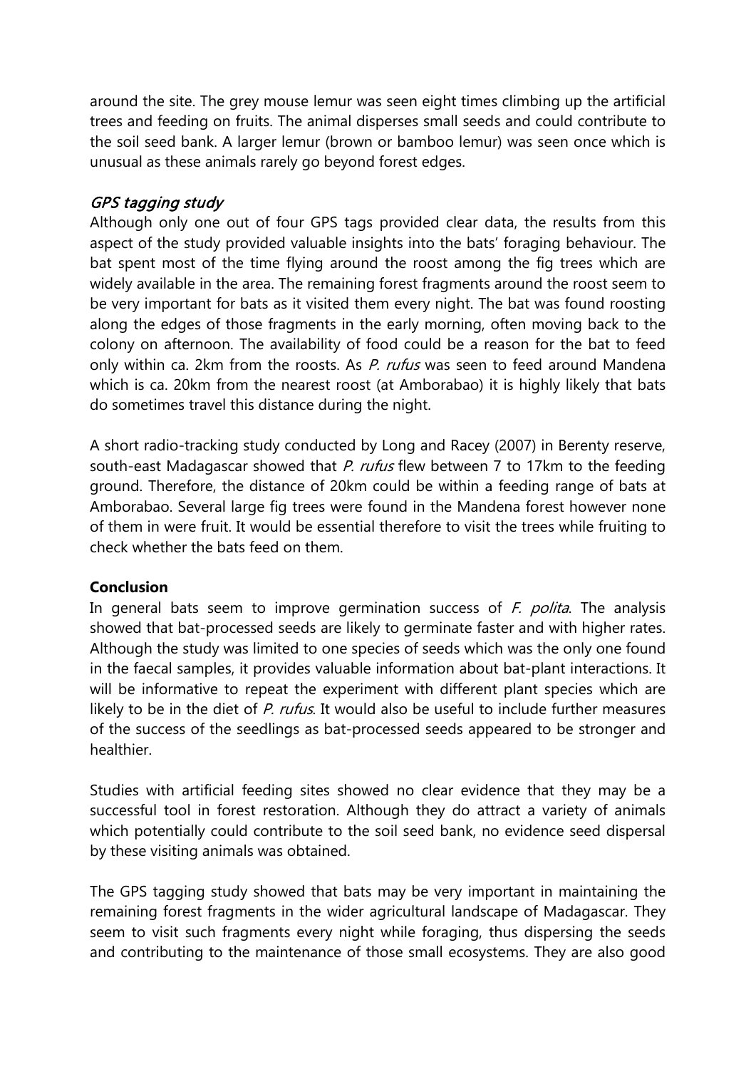around the site. The grey mouse lemur was seen eight times climbing up the artificial trees and feeding on fruits. The animal disperses small seeds and could contribute to the soil seed bank. A larger lemur (brown or bamboo lemur) was seen once which is unusual as these animals rarely go beyond forest edges.

### *GPS tagging study*

Although only one out of four GPS tags provided clear data, the results from this aspect of the study provided valuable insights into the bats' foraging behaviour. The bat spent most of the time flying around the roost among the fig trees which are widely available in the area. The remaining forest fragments around the roost seem to be very important for bats as it visited them every night. The bat was found roosting along the edges of those fragments in the early morning, often moving back to the colony on afternoon. The availability of food could be a reason for the bat to feed only within ca. 2km from the roosts. As *P. rufus* was seen to feed around Mandena which is ca. 20km from the nearest roost (at Amborabao) it is highly likely that bats do sometimes travel this distance during the night.

A short radio-tracking study conducted by Long and Racey (2007) in Berenty reserve, south-east Madagascar showed that *P. rufus* flew between 7 to 17km to the feeding ground. Therefore, the distance of 20km could be within a feeding range of bats at Amborabao. Several large fig trees were found in the Mandena forest however none of them in were fruit. It would be essential therefore to visit the trees while fruiting to check whether the bats feed on them.

### **Conclusion**

In general bats seem to improve germination success of *F. polita*. The analysis showed that bat-processed seeds are likely to germinate faster and with higher rates. Although the study was limited to one species of seeds which was the only one found in the faecal samples, it provides valuable information about bat-plant interactions. It will be informative to repeat the experiment with different plant species which are likely to be in the diet of *P. rufus*. It would also be useful to include further measures of the success of the seedlings as bat-processed seeds appeared to be stronger and healthier.

Studies with artificial feeding sites showed no clear evidence that they may be a successful tool in forest restoration. Although they do attract a variety of animals which potentially could contribute to the soil seed bank, no evidence seed dispersal by these visiting animals was obtained.

The GPS tagging study showed that bats may be very important in maintaining the remaining forest fragments in the wider agricultural landscape of Madagascar. They seem to visit such fragments every night while foraging, thus dispersing the seeds and contributing to the maintenance of those small ecosystems. They are also good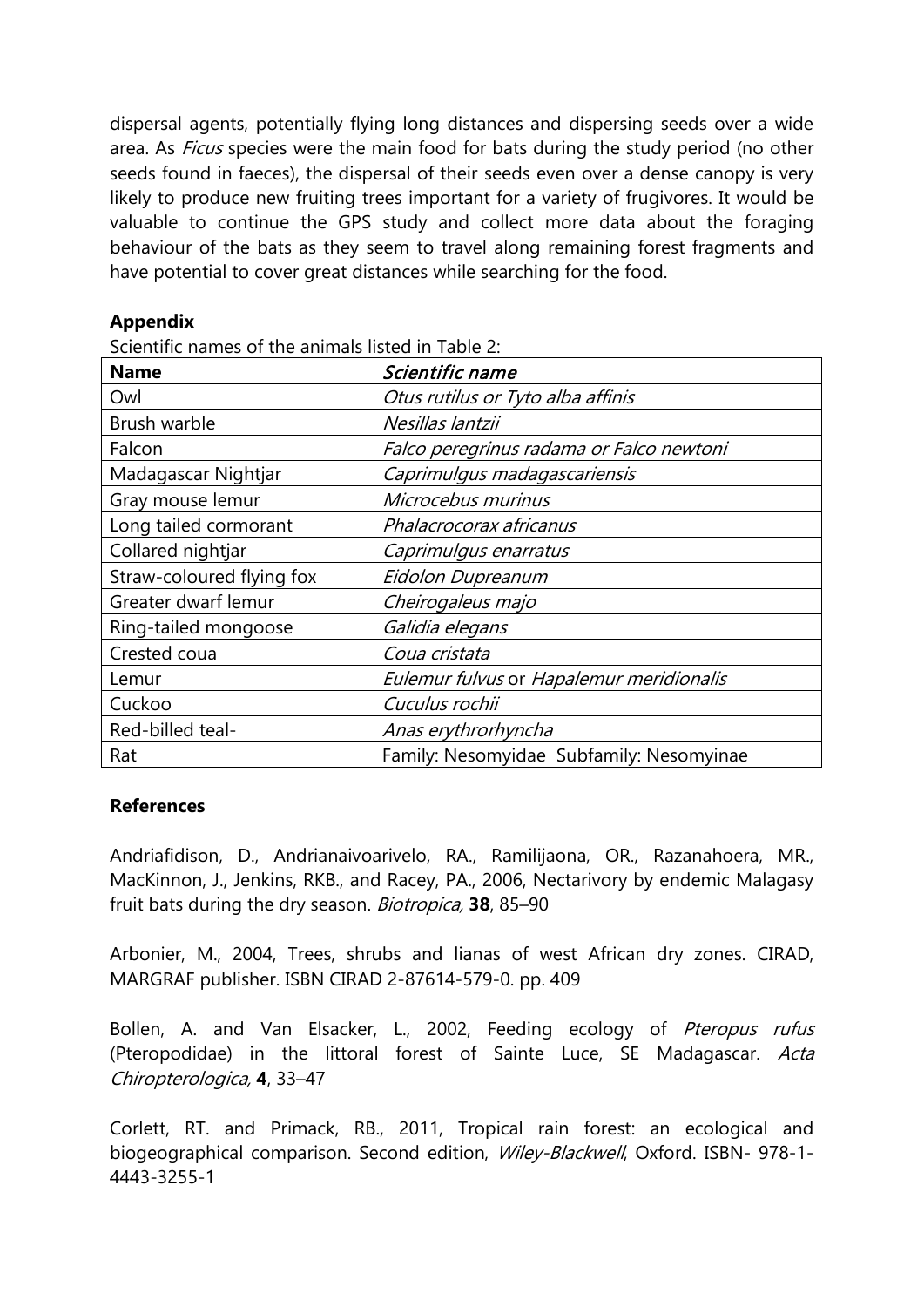dispersal agents, potentially flying long distances and dispersing seeds over a wide area. As *Ficus* species were the main food for bats during the study period (no other seeds found in faeces), the dispersal of their seeds even over a dense canopy is very likely to produce new fruiting trees important for a variety of frugivores. It would be valuable to continue the GPS study and collect more data about the foraging behaviour of the bats as they seem to travel along remaining forest fragments and have potential to cover great distances while searching for the food.

**Appendix**

Scientific names of the animals listed in Table 2:

| **Name** | ***Scientific name*** |
|---|---|
| Owl | *Otus rutilus or Tyto alba affinis* |
| Brush warble | *Nesillas lantzii* |
| Falcon | *Falco peregrinus radama or Falco newtoni* |
| Madagascar Nightjar | *Caprimulgus madagascariensis* |
| Gray mouse lemur | *Microcebus murinus* |
| Long tailed cormorant | *Phalacrocorax africanus* |
| Collared nightjar | *Caprimulgus enarratus* |
| Straw-coloured flying fox | *Eidolon Dupreanum* |
| Greater dwarf lemur | *Cheirogaleus majo* |
| Ring-tailed mongoose | *Galidia elegans* |
| Crested coua | *Coua cristata* |
| Lemur | *Eulemur fulvus* or *Hapalemur meridionalis* |
| Cuckoo | *Cuculus rochii* |
| Red-billed teal- | *Anas erythrorhyncha* |
| Rat | Family: Nesomyidae Subfamily: Nesomyinae |

**References**

Andriafidison, D., Andrianaivoarivelo, RA., Ramilijaona, OR., Razanahoera, MR., MacKinnon, J., Jenkins, RKB., and Racey, PA., 2006, Nectarivory by endemic Malagasy fruit bats during the dry season. *Biotropica,* **38**, 85–90

Arbonier, M., 2004, Trees, shrubs and lianas of west African dry zones. CIRAD, MARGRAF publisher. ISBN CIRAD 2-87614-579-0. pp. 409

Bollen, A. and Van Elsacker, L., 2002, Feeding ecology of *Pteropus rufus* (Pteropodidae) in the littoral forest of Sainte Luce, SE Madagascar. *Acta Chiropterologica,* **4**, 33–47

Corlett, RT. and Primack, RB., 2011, Tropical rain forest: an ecological and biogeographical comparison. Second edition, *Wiley-Blackwell*, Oxford. ISBN- 978-1-4443-3255-1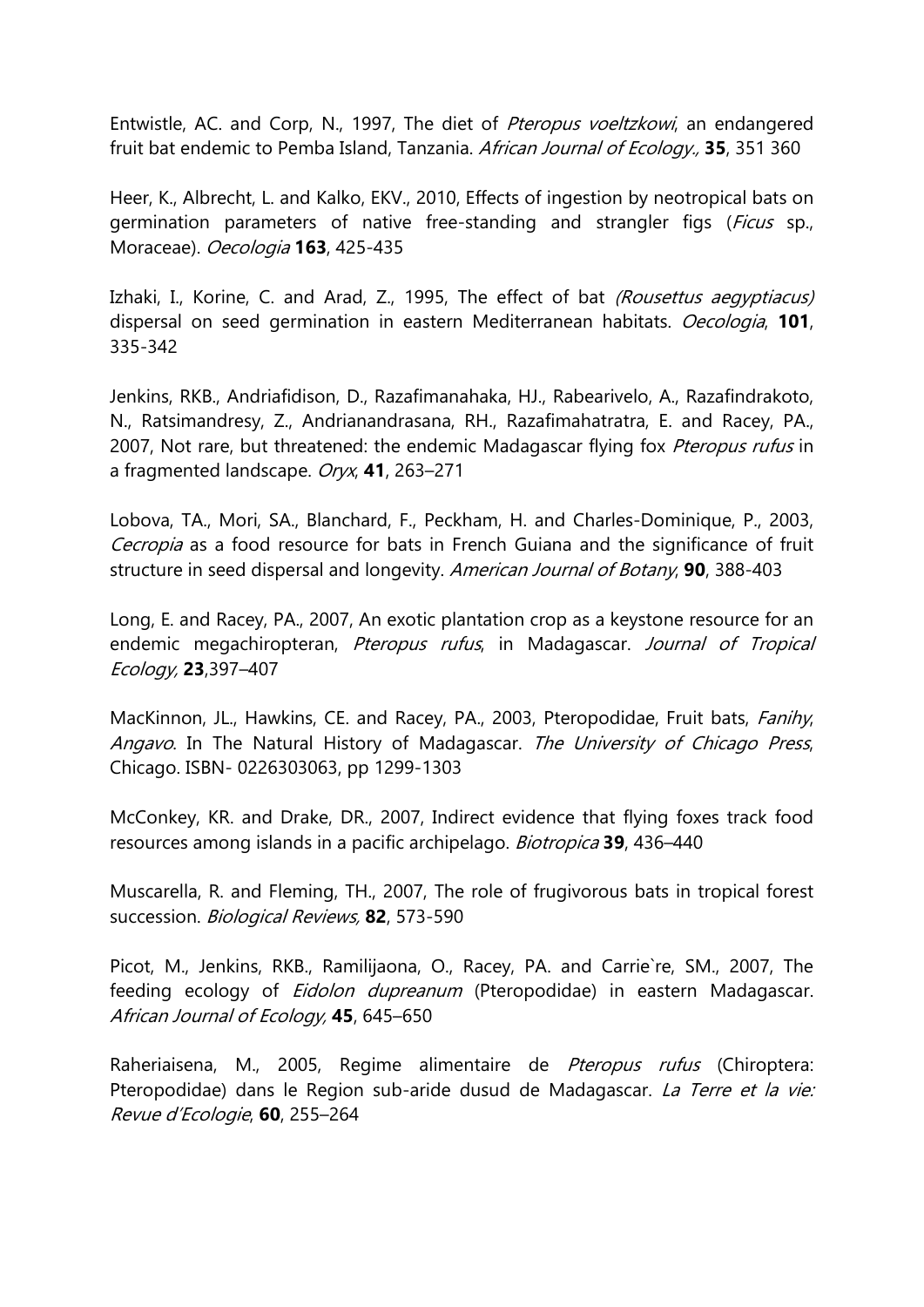Entwistle, AC. and Corp, N., 1997, The diet of *Pteropus voeltzkowi*, an endangered fruit bat endemic to Pemba Island, Tanzania. *African Journal of Ecology.,* **35**, 351 360

Heer, K., Albrecht, L. and Kalko, EKV., 2010, Effects of ingestion by neotropical bats on germination parameters of native free-standing and strangler figs (*Ficus* sp., Moraceae). *Oecologia* **163**, 425-435

Izhaki, I., Korine, C. and Arad, Z., 1995, The effect of bat *(Rousettus aegyptiacus)* dispersal on seed germination in eastern Mediterranean habitats. *Oecologia*, **101**, 335-342

Jenkins, RKB., Andriafidison, D., Razafimanahaka, HJ., Rabearivelo, A., Razafindrakoto, N., Ratsimandresy, Z., Andrianandrasana, RH., Razafimahatratra, E. and Racey, PA., 2007, Not rare, but threatened: the endemic Madagascar flying fox *Pteropus rufus* in a fragmented landscape. *Oryx*, **41**, 263–271

Lobova, TA., Mori, SA., Blanchard, F., Peckham, H. and Charles-Dominique, P., 2003, *Cecropia* as a food resource for bats in French Guiana and the significance of fruit structure in seed dispersal and longevity. *American Journal of Botany*, **90**, 388-403

Long, E. and Racey, PA., 2007, An exotic plantation crop as a keystone resource for an endemic megachiropteran, *Pteropus rufus*, in Madagascar. *Journal of Tropical Ecology,* **23**,397–407

MacKinnon, JL., Hawkins, CE. and Racey, PA., 2003, Pteropodidae, Fruit bats, *Fanihy*, *Angavo*. In The Natural History of Madagascar. *The University of Chicago Press*, Chicago. ISBN- 0226303063, pp 1299-1303

McConkey, KR. and Drake, DR., 2007, Indirect evidence that flying foxes track food resources among islands in a pacific archipelago. *Biotropica* **39**, 436–440

Muscarella, R. and Fleming, TH., 2007, The role of frugivorous bats in tropical forest succession. *Biological Reviews,* **82**, 573-590

Picot, M., Jenkins, RKB., Ramilijaona, O., Racey, PA. and Carrie`re, SM., 2007, The feeding ecology of *Eidolon dupreanum* (Pteropodidae) in eastern Madagascar. *African Journal of Ecology,* **45**, 645–650

Raheriaisena, M., 2005, Regime alimentaire de *Pteropus rufus* (Chiroptera: Pteropodidae) dans le Region sub-aride dusud de Madagascar. *La Terre et la vie: Revue d'Ecologie*, **60**, 255–264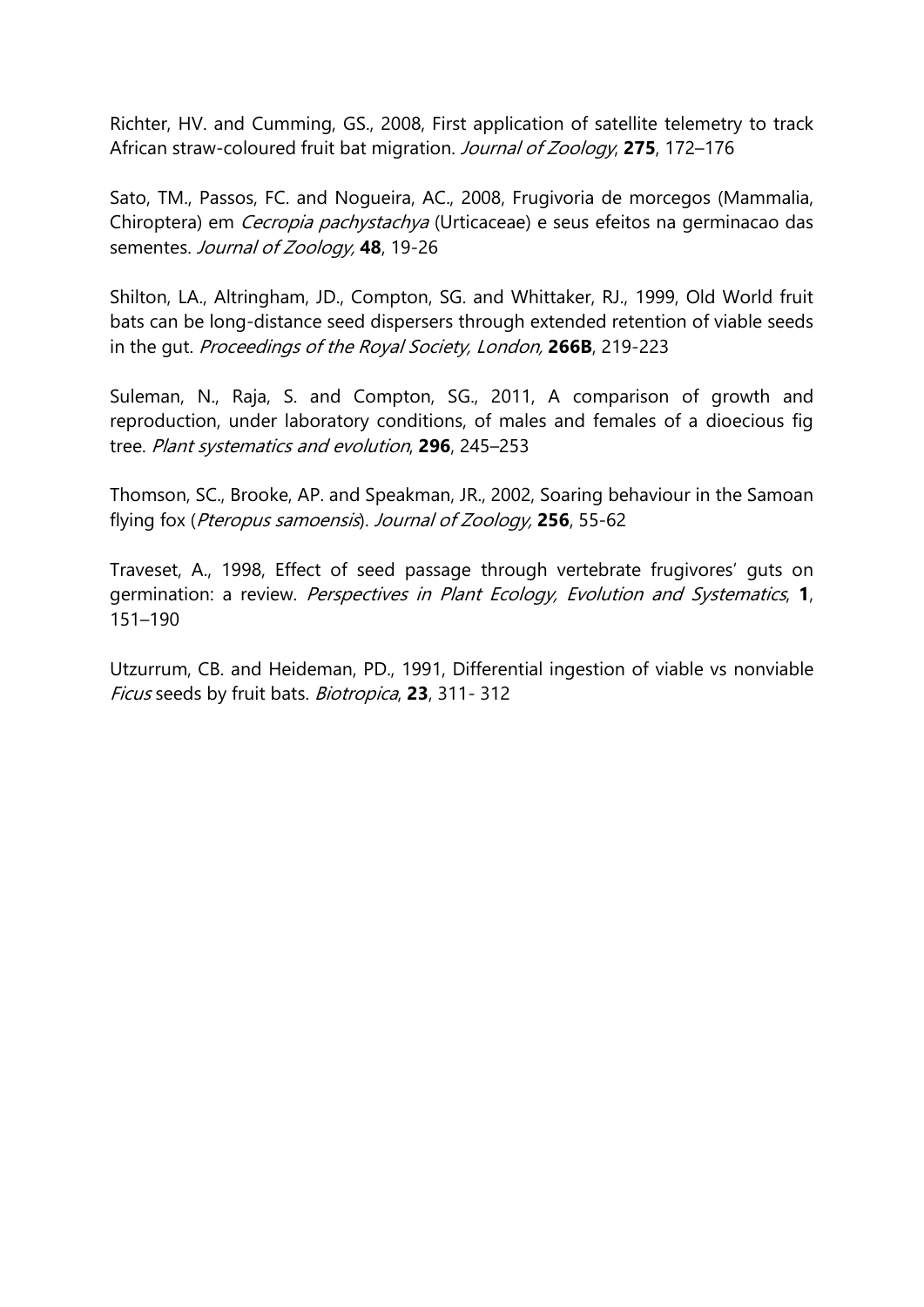Richter, HV. and Cumming, GS., 2008, First application of satellite telemetry to track African straw-coloured fruit bat migration. *Journal of Zoology*, **275**, 172–176

Sato, TM., Passos, FC. and Nogueira, AC., 2008, Frugivoria de morcegos (Mammalia, Chiroptera) em *Cecropia pachystachya* (Urticaceae) e seus efeitos na germinacao das sementes. *Journal of Zoology,* **48**, 19-26

Shilton, LA., Altringham, JD., Compton, SG. and Whittaker, RJ., 1999, Old World fruit bats can be long-distance seed dispersers through extended retention of viable seeds in the gut. *Proceedings of the Royal Society, London,* **266B**, 219-223

Suleman, N., Raja, S. and Compton, SG., 2011, A comparison of growth and reproduction, under laboratory conditions, of males and females of a dioecious fig tree. *Plant systematics and evolution*, **296**, 245–253

Thomson, SC., Brooke, AP. and Speakman, JR., 2002, Soaring behaviour in the Samoan flying fox (*Pteropus samoensis*). *Journal of Zoology,* **256**, 55-62

Traveset, A., 1998, Effect of seed passage through vertebrate frugivores' guts on germination: a review. *Perspectives in Plant Ecology, Evolution and Systematics*, **1**, 151–190

Utzurrum, CB. and Heideman, PD., 1991, Differential ingestion of viable vs nonviable *Ficus* seeds by fruit bats. *Biotropica*, **23**, 311- 312